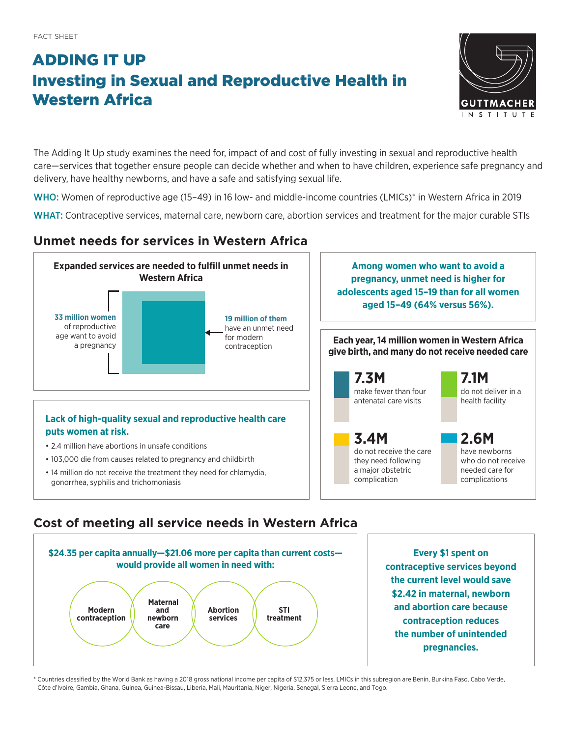FACT SHEET

# ADDING IT UP
# Investing in Sexual and Reproductive Health in Western Africa

GUTTMACHER INSTITUTE

The Adding It Up study examines the need for, impact of and cost of fully investing in sexual and reproductive health care—services that together ensure people can decide whether and when to have children, experience safe pregnancy and delivery, have healthy newborns, and have a safe and satisfying sexual life.

**WHO:** Women of reproductive age (15–49) in 16 low- and middle-income countries (LMICs)* in Western Africa in 2019

**WHAT:** Contraceptive services, maternal care, newborn care, abortion services and treatment for the major curable STIs

## Unmet needs for services in Western Africa

**Expanded services are needed to fulfill unmet needs in Western Africa**

**33 million women** of reproductive age want to avoid a pregnancy

**19 million of them** have an unmet need for modern contraception

**Lack of high-quality sexual and reproductive health care puts women at risk.**

- 2.4 million have abortions in unsafe conditions
- 103,000 die from causes related to pregnancy and childbirth
- 14 million do not receive the treatment they need for chlamydia, gonorrhea, syphilis and trichomoniasis

**Among women who want to avoid a pregnancy, unmet need is higher for adolescents aged 15–19 than for all women aged 15–49 (64% versus 56%).**

**Each year, 14 million women in Western Africa give birth, and many do not receive needed care**

- **7.3M** make fewer than four antenatal care visits
- **7.1M** do not deliver in a health facility
- **3.4M** do not receive the care they need following a major obstetric complication
- **2.6M** have newborns who do not receive needed care for complications

## Cost of meeting all service needs in Western Africa

**$24.35 per capita annually—$21.06 more per capita than current costs—would provide all women in need with:**

- Modern contraception
- Maternal and newborn care
- Abortion services
- STI treatment

**Every $1 spent on contraceptive services beyond the current level would save $2.42 in maternal, newborn and abortion care because contraception reduces the number of unintended pregnancies.**

\* Countries classified by the World Bank as having a 2018 gross national income per capita of $12,375 or less. LMICs in this subregion are Benin, Burkina Faso, Cabo Verde, Côte d'Ivoire, Gambia, Ghana, Guinea, Guinea-Bissau, Liberia, Mali, Mauritania, Niger, Nigeria, Senegal, Sierra Leone, and Togo.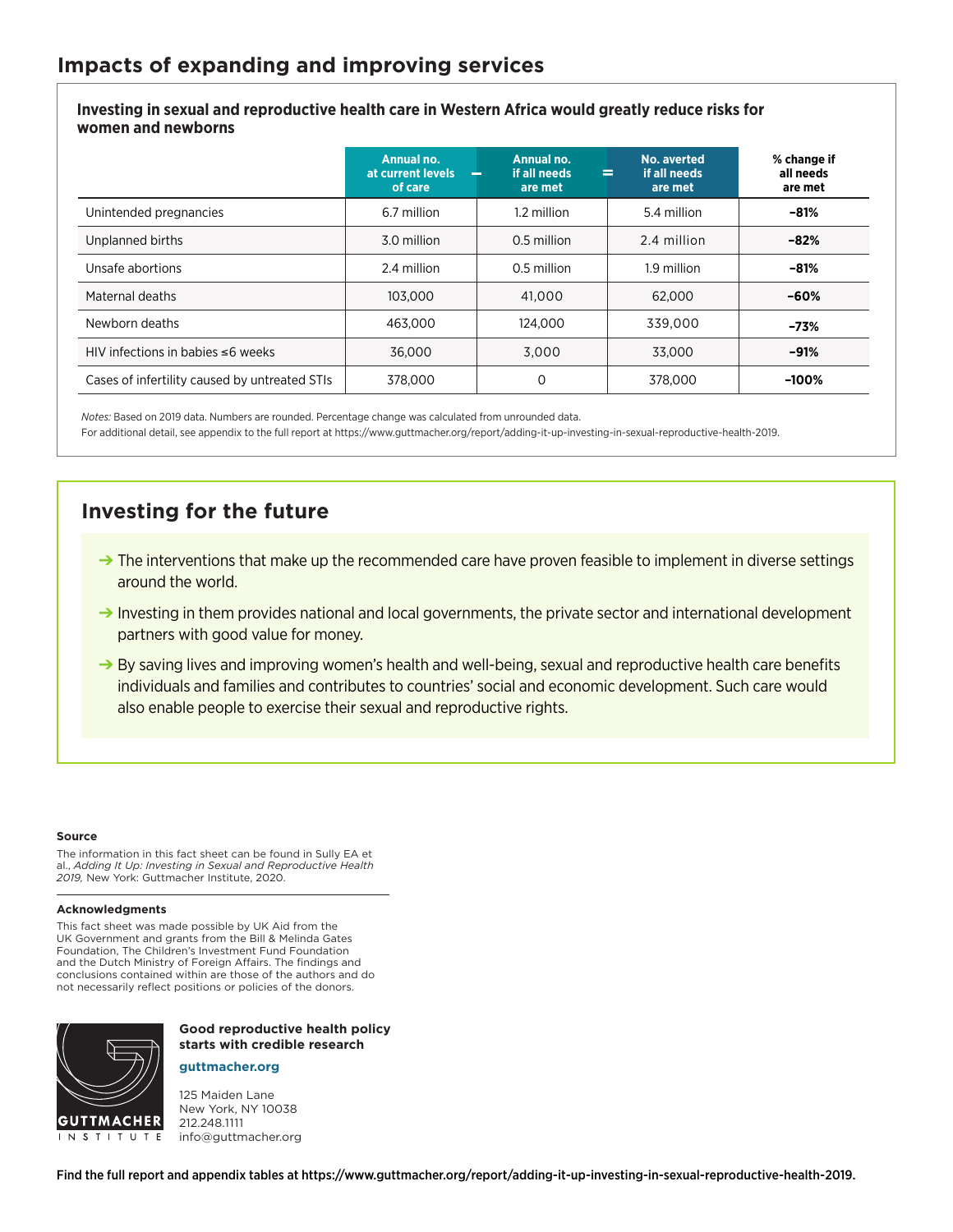## Impacts of expanding and improving services

**Investing in sexual and reproductive health care in Western Africa would greatly reduce risks for women and newborns**

| | Annual no. at current levels of care | – Annual no. if all needs are met | = No. averted if all needs are met | % change if all needs are met |
|---|---|---|---|---|
| Unintended pregnancies | 6.7 million | 1.2 million | 5.4 million | **–81%** |
| Unplanned births | 3.0 million | 0.5 million | 2.4 million | **–82%** |
| Unsafe abortions | 2.4 million | 0.5 million | 1.9 million | **–81%** |
| Maternal deaths | 103,000 | 41,000 | 62,000 | **–60%** |
| Newborn deaths | 463,000 | 124,000 | 339,000 | **–73%** |
| HIV infections in babies ≤6 weeks | 36,000 | 3,000 | 33,000 | **–91%** |
| Cases of infertility caused by untreated STIs | 378,000 | 0 | 378,000 | **–100%** |

*Notes:* Based on 2019 data. Numbers are rounded. Percentage change was calculated from unrounded data.
For additional detail, see appendix to the full report at https://www.guttmacher.org/report/adding-it-up-investing-in-sexual-reproductive-health-2019.

## Investing for the future

- → The interventions that make up the recommended care have proven feasible to implement in diverse settings around the world.
- → Investing in them provides national and local governments, the private sector and international development partners with good value for money.
- → By saving lives and improving women's health and well-being, sexual and reproductive health care benefits individuals and families and contributes to countries' social and economic development. Such care would also enable people to exercise their sexual and reproductive rights.

**Source**

The information in this fact sheet can be found in Sully EA et al., *Adding It Up: Investing in Sexual and Reproductive Health 2019,* New York: Guttmacher Institute, 2020.

**Acknowledgments**

This fact sheet was made possible by UK Aid from the UK Government and grants from the Bill & Melinda Gates Foundation, The Children's Investment Fund Foundation and the Dutch Ministry of Foreign Affairs. The findings and conclusions contained within are those of the authors and do not necessarily reflect positions or policies of the donors.

GUTTMACHER INSTITUTE

**Good reproductive health policy starts with credible research**

**guttmacher.org**

125 Maiden Lane
New York, NY 10038
212.248.1111
info@guttmacher.org

Find the full report and appendix tables at https://www.guttmacher.org/report/adding-it-up-investing-in-sexual-reproductive-health-2019.